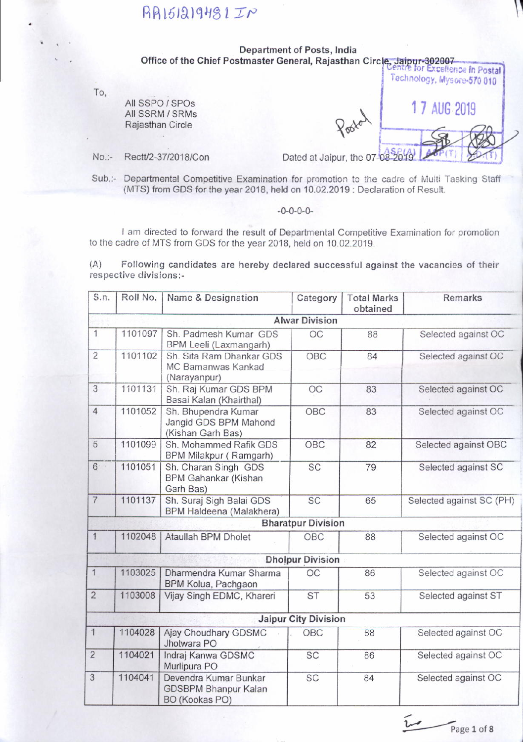RR151219481IN

Department of Posts, India
Office of the Chief Postmaster General, Rajasthan Circle, Jaipur-302007

Centre for Excellence in Postal Technology, Mysore-570 010
17 AUG 2019

To,

All SSPO / SPOs
All SSRM / SRMs
Rajasthan Circle

No.:- Rectt/2-37/2018/Con

Dated at Jaipur, the 07-08-2019

Sub.:- Departmental Competitive Examination for promotion to the cadre of Multi Tasking Staff (MTS) from GDS for the year 2018, held on 10.02.2019 : Declaration of Result.

-0-0-0-0-

I am directed to forward the result of Departmental Competitive Examination for promotion to the cadre of MTS from GDS for the year 2018, held on 10.02.2019.

(A) Following candidates are hereby declared successful against the vacancies of their respective divisions:-

| S.n. | Roll No. | Name & Designation | Category | Total Marks obtained | Remarks |
|---|---|---|---|---|---|
| | | **Alwar Division** | | | |
| 1 | 1101097 | Sh. Padmesh Kumar GDS BPM Leeli (Laxmangarh) | OC | 88 | Selected against OC |
| 2 | 1101102 | Sh. Sita Ram Dhankar GDS MC Bamanwas Kankad (Narayanpur) | OBC | 84 | Selected against OC |
| 3 | 1101131 | Sh. Raj Kumar GDS BPM Basai Kalan (Khairthal) | OC | 83 | Selected against OC |
| 4 | 1101052 | Sh. Bhupendra Kumar Jangid GDS BPM Mahond (Kishan Garh Bas) | OBC | 83 | Selected against OC |
| 5 | 1101099 | Sh. Mohammed Rafik GDS BPM Milakpur ( Ramgarh) | OBC | 82 | Selected against OBC |
| 6 | 1101051 | Sh. Charan Singh GDS BPM Gahankar (Kishan Garh Bas) | SC | 79 | Selected against SC |
| 7 | 1101137 | Sh. Suraj Sigh Balai GDS BPM Haldeena (Malakhera) | SC | 65 | Selected against SC (PH) |
| | | **Bharatpur Division** | | | |
| 1 | 1102048 | Ataullah BPM Dholet | OBC | 88 | Selected against OC |
| | | **Dholpur Division** | | | |
| 1 | 1103025 | Dharmendra Kumar Sharma BPM Kolua, Pachgaon | OC | 86 | Selected against OC |
| 2 | 1103008 | Vijay Singh EDMC, Khareri | ST | 53 | Selected against ST |
| | | **Jaipur City Division** | | | |
| 1 | 1104028 | Ajay Choudhary GDSMC Jhotwara PO | OBC | 88 | Selected against OC |
| 2 | 1104021 | Indraj Kanwa GDSMC Murlipura PO | SC | 86 | Selected against OC |
| 3 | 1104041 | Devendra Kumar Bunkar GDSBPM Bhanpur Kalan BO (Kookas PO) | SC | 84 | Selected against OC |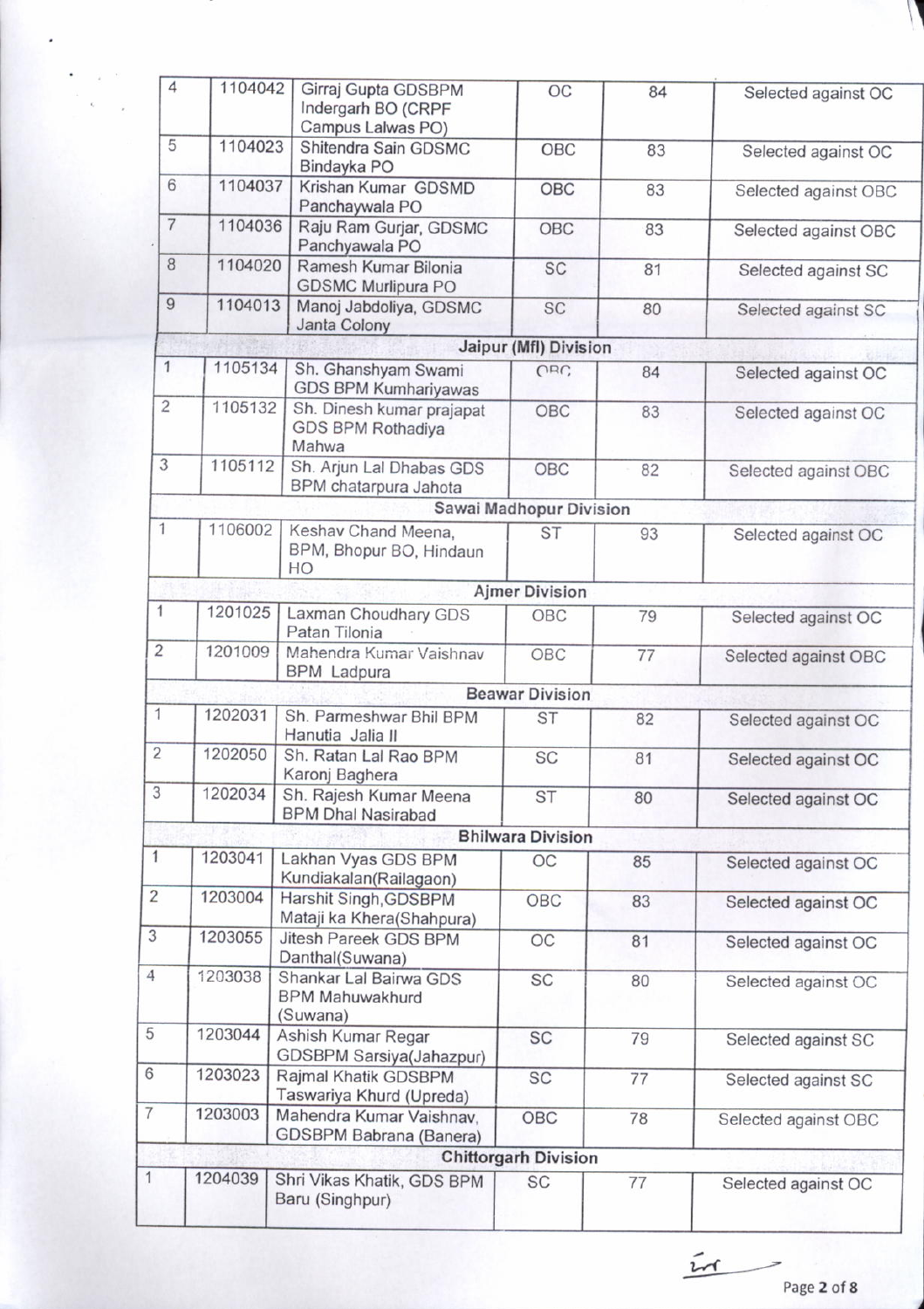| | | | | | |
|---|---|---|---|---|---|
| 4 | 1104042 | Girraj Gupta GDSBPM Indergarh BO (CRPF Campus Lalwas PO) | OC | 84 | Selected against OC |
| 5 | 1104023 | Shitendra Sain GDSMC Bindayka PO | OBC | 83 | Selected against OC |
| 6 | 1104037 | Krishan Kumar GDSMD Panchaywala PO | OBC | 83 | Selected against OBC |
| 7 | 1104036 | Raju Ram Gurjar, GDSMC Panchyawala PO | OBC | 83 | Selected against OBC |
| 8 | 1104020 | Ramesh Kumar Bilonia GDSMC Murlipura PO | SC | 81 | Selected against SC |
| 9 | 1104013 | Manoj Jabdoliya, GDSMC Janta Colony | SC | 80 | Selected against SC |
| | | **Jaipur (Mfl) Division** | | | |
| 1 | 1105134 | Sh. Ghanshyam Swami GDS BPM Kumhariyawas | OBC | 84 | Selected against OC |
| 2 | 1105132 | Sh. Dinesh kumar prajapat GDS BPM Rothadiya Mahwa | OBC | 83 | Selected against OC |
| 3 | 1105112 | Sh. Arjun Lal Dhabas GDS BPM chatarpura Jahota | OBC | 82 | Selected against OBC |
| | | **Sawai Madhopur Division** | | | |
| 1 | 1106002 | Keshav Chand Meena, BPM, Bhopur BO, Hindaun HO | ST | 93 | Selected against OC |
| | | **Ajmer Division** | | | |
| 1 | 1201025 | Laxman Choudhary GDS Patan Tilonia | OBC | 79 | Selected against OC |
| 2 | 1201009 | Mahendra Kumar Vaishnav BPM Ladpura | OBC | 77 | Selected against OBC |
| | | **Beawar Division** | | | |
| 1 | 1202031 | Sh. Parmeshwar Bhil BPM Hanutia Jalia II | ST | 82 | Selected against OC |
| 2 | 1202050 | Sh. Ratan Lal Rao BPM Karonj Baghera | SC | 81 | Selected against OC |
| 3 | 1202034 | Sh. Rajesh Kumar Meena BPM Dhal Nasirabad | ST | 80 | Selected against OC |
| | | **Bhilwara Division** | | | |
| 1 | 1203041 | Lakhan Vyas GDS BPM Kundiakalan(Railagaon) | OC | 85 | Selected against OC |
| 2 | 1203004 | Harshit Singh,GDSBPM Mataji ka Khera(Shahpura) | OBC | 83 | Selected against OC |
| 3 | 1203055 | Jitesh Pareek GDS BPM Danthal(Suwana) | OC | 81 | Selected against OC |
| 4 | 1203038 | Shankar Lal Bairwa GDS BPM Mahuwakhurd (Suwana) | SC | 80 | Selected against OC |
| 5 | 1203044 | Ashish Kumar Regar GDSBPM Sarsiya(Jahazpur) | SC | 79 | Selected against SC |
| 6 | 1203023 | Rajmal Khatik GDSBPM Taswariya Khurd (Upreda) | SC | 77 | Selected against SC |
| 7 | 1203003 | Mahendra Kumar Vaishnav, GDSBPM Babrana (Banera) | OBC | 78 | Selected against OBC |
| | | **Chittorgarh Division** | | | |
| 1 | 1204039 | Shri Vikas Khatik, GDS BPM Baru (Singhpur) | SC | 77 | Selected against OC |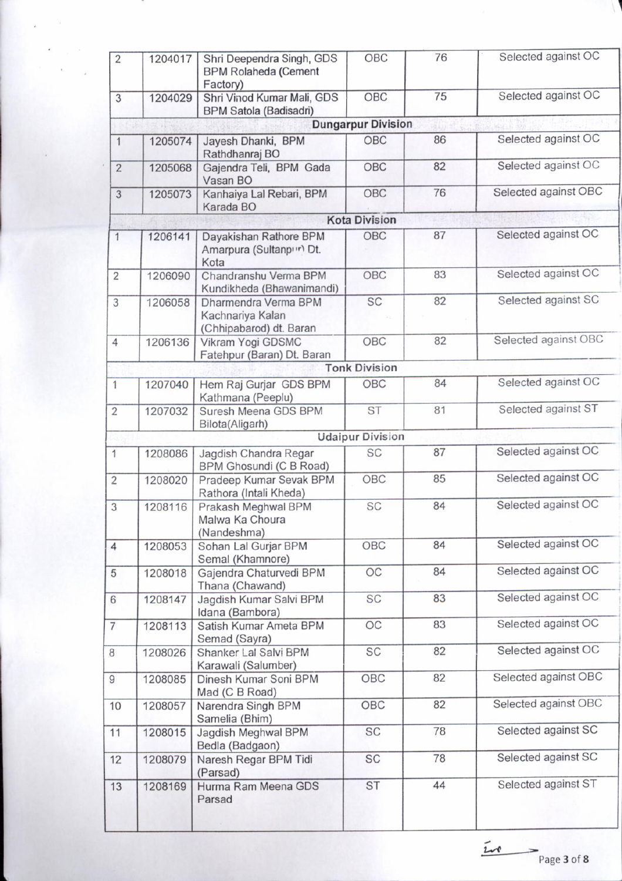| | | | | | |
|---|---|---|---|---|---|
| 2 | 1204017 | Shri Deependra Singh, GDS BPM Rolaheda (Cement Factory) | OBC | 76 | Selected against OC |
| 3 | 1204029 | Shri Vinod Kumar Mali, GDS BPM Satola (Badisadri) | OBC | 75 | Selected against OC |
| | | **Dungarpur Division** | | | |
| 1 | 1205074 | Jayesh Dhanki, BPM Rathdhanraj BO | OBC | 86 | Selected against OC |
| 2 | 1205068 | Gajendra Teli, BPM Gada Vasan BO | OBC | 82 | Selected against OC |
| 3 | 1205073 | Kanhaiya Lal Rebari, BPM Karada BO | OBC | 76 | Selected against OBC |
| | | **Kota Division** | | | |
| 1 | 1206141 | Dayakishan Rathore BPM Amarpura (Sultanpur) Dt. Kota | OBC | 87 | Selected against OC |
| 2 | 1206090 | Chandranshu Verma BPM Kundikheda (Bhawanimandi) | OBC | 83 | Selected against OC |
| 3 | 1206058 | Dharmendra Verma BPM Kachnariya Kalan (Chhipabarod) dt. Baran | SC | 82 | Selected against SC |
| 4 | 1206136 | Vikram Yogi GDSMC Fatehpur (Baran) Dt. Baran | OBC | 82 | Selected against OBC |
| | | **Tonk Division** | | | |
| 1 | 1207040 | Hem Raj Gurjar GDS BPM Kathmana (Peeplu) | OBC | 84 | Selected against OC |
| 2 | 1207032 | Suresh Meena GDS BPM Bilota(Aligarh) | ST | 81 | Selected against ST |
| | | **Udaipur Division** | | | |
| 1 | 1208086 | Jagdish Chandra Regar BPM Ghosundi (C B Road) | SC | 87 | Selected against OC |
| 2 | 1208020 | Pradeep Kumar Sevak BPM Rathora (Intali Kheda) | OBC | 85 | Selected against OC |
| 3 | 1208116 | Prakash Meghwal BPM Malwa Ka Choura (Nandeshma) | SC | 84 | Selected against OC |
| 4 | 1208053 | Sohan Lal Gurjar BPM Semal (Khamnore) | OBC | 84 | Selected against OC |
| 5 | 1208018 | Gajendra Chaturvedi BPM Thana (Chawand) | OC | 84 | Selected against OC |
| 6 | 1208147 | Jagdish Kumar Salvi BPM Idana (Bambora) | SC | 83 | Selected against OC |
| 7 | 1208113 | Satish Kumar Ameta BPM Semad (Sayra) | OC | 83 | Selected against OC |
| 8 | 1208026 | Shanker Lal Salvi BPM Karawali (Salumber) | SC | 82 | Selected against OC |
| 9 | 1208085 | Dinesh Kumar Soni BPM Mad (C B Road) | OBC | 82 | Selected against OBC |
| 10 | 1208057 | Narendra Singh BPM Samelia (Bhim) | OBC | 82 | Selected against OBC |
| 11 | 1208015 | Jagdish Meghwal BPM Bedla (Badgaon) | SC | 78 | Selected against SC |
| 12 | 1208079 | Naresh Regar BPM Tidi (Parsad) | SC | 78 | Selected against SC |
| 13 | 1208169 | Hurma Ram Meena GDS Parsad | ST | 44 | Selected against ST |